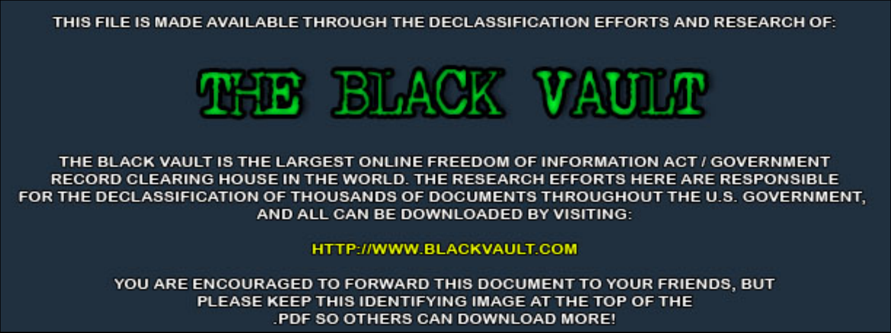THIS FILE IS MADE AVAILABLE THROUGH THE DECLASSIFICATION EFFORTS AND RESEARCH OF:

# THE BLACK VAULT

THE BLACK VAULT IS THE LARGEST ONLINE FREEDOM OF INFORMATION ACT / GOVERNMENT RECORD CLEARING HOUSE IN THE WORLD. THE RESEARCH EFFORTS HERE ARE RESPONSIBLE FOR THE DECLASSIFICATION OF THOUSANDS OF DOCUMENTS THROUGHOUT THE U.S. GOVERNMENT, AND ALL CAN BE DOWNLOADED BY VISITING:

HTTP://WWW.BLACKVAULT.COM

YOU ARE ENCOURAGED TO FORWARD THIS DOCUMENT TO YOUR FRIENDS, BUT PLEASE KEEP THIS IDENTIFYING IMAGE AT THE TOP OF THE .PDF SO OTHERS CAN DOWNLOAD MORE!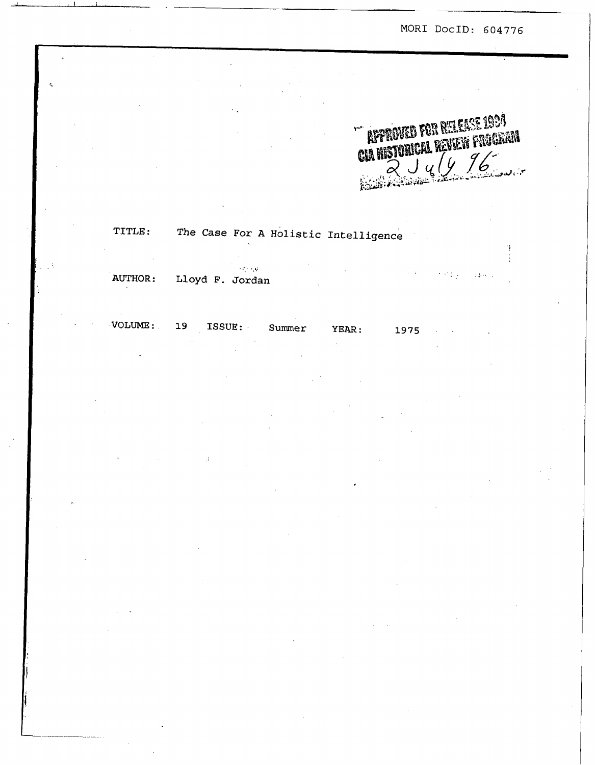MORI DocID: 604776

APPROVED FOR RELEASE 1994
CIA HISTORICAL REVIEW PROGRAM
2 July 96

TITLE: The Case For A Holistic Intelligence

AUTHOR: Lloyd F. Jordan

VOLUME: 19 ISSUE: Summer YEAR: 1975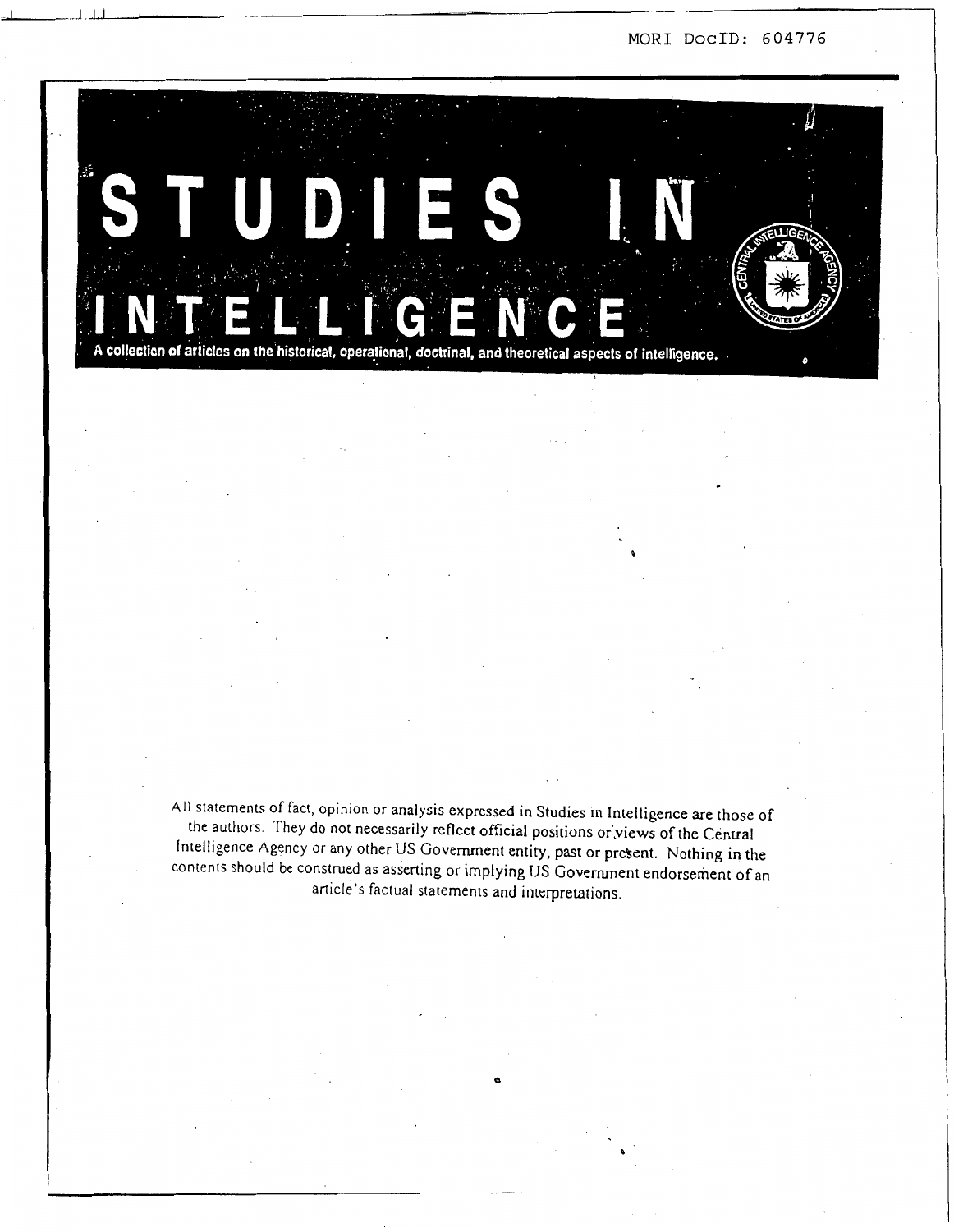MORI DocID: 604776

# STUDIES IN INTELLIGENCE

A collection of articles on the historical, operational, doctrinal, and theoretical aspects of intelligence.

All statements of fact, opinion or analysis expressed in Studies in Intelligence are those of the authors. They do not necessarily reflect official positions or views of the Central Intelligence Agency or any other US Government entity, past or present. Nothing in the contents should be construed as asserting or implying US Government endorsement of an article's factual statements and interpretations.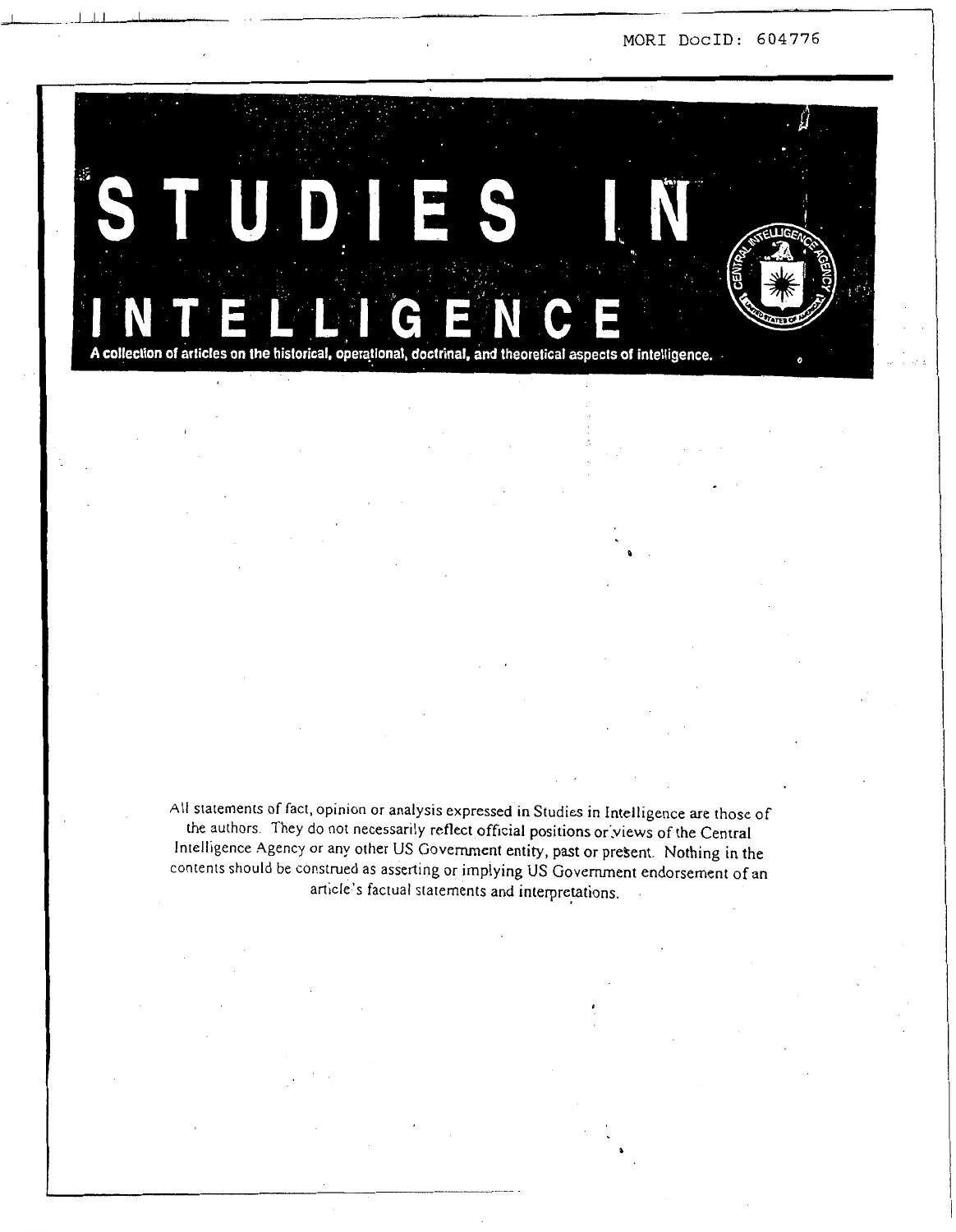MORI DocID: 604776

# STUDIES IN INTELLIGENCE

A collection of articles on the historical, operational, doctrinal, and theoretical aspects of intelligence.

All statements of fact, opinion or analysis expressed in Studies in Intelligence are those of the authors. They do not necessarily reflect official positions or views of the Central Intelligence Agency or any other US Government entity, past or present. Nothing in the contents should be construed as asserting or implying US Government endorsement of an article's factual statements and interpretations.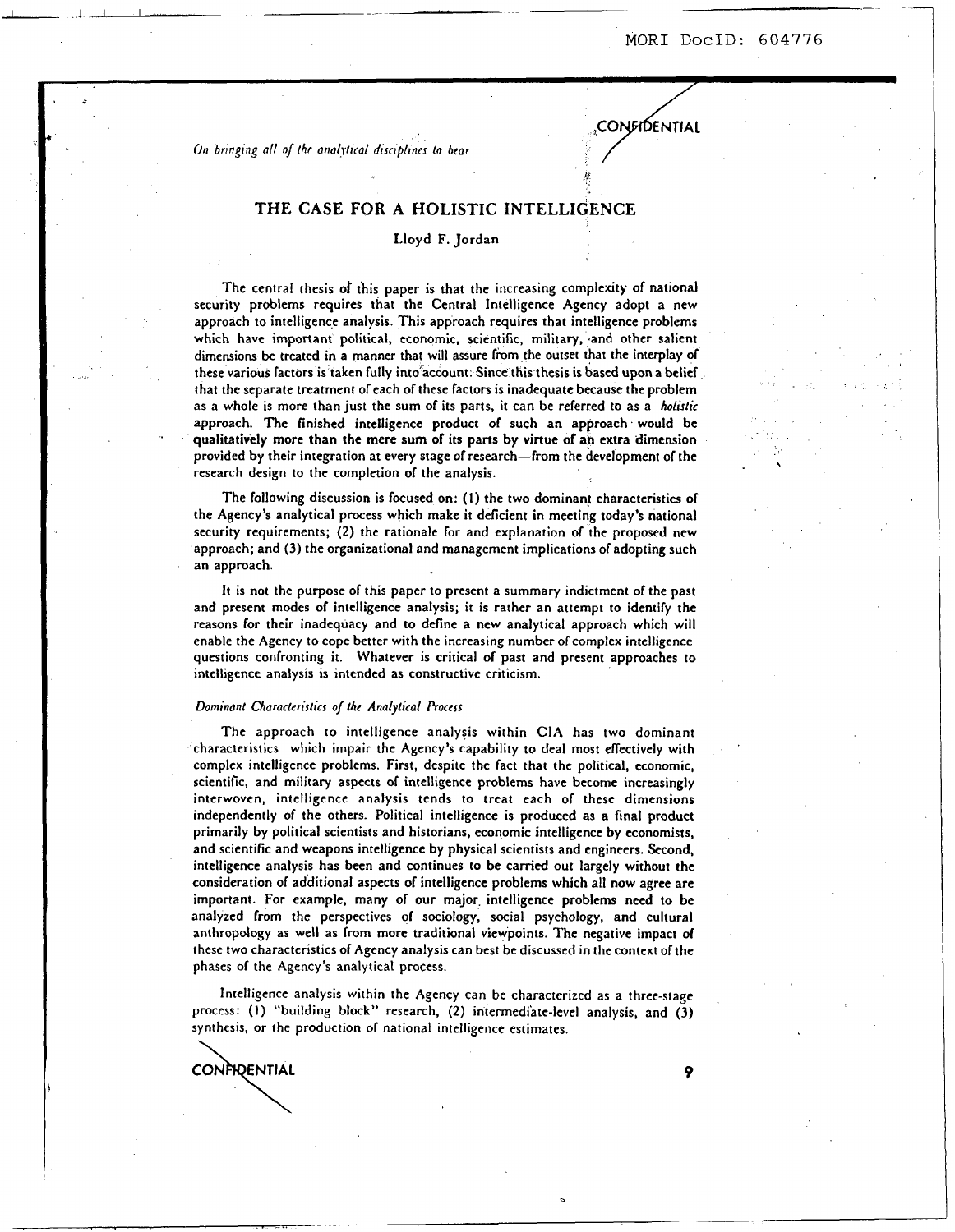*On bringing all of the analytical disciplines to bear*

# THE CASE FOR A HOLISTIC INTELLIGENCE

Lloyd F. Jordan

The central thesis of this paper is that the increasing complexity of national security problems requires that the Central Intelligence Agency adopt a new approach to intelligence analysis. This approach requires that intelligence problems which have important political, economic, scientific, military, and other salient dimensions be treated in a manner that will assure from the outset that the interplay of these various factors is taken fully into account. Since this thesis is based upon a belief that the separate treatment of each of these factors is inadequate because the problem as a whole is more than just the sum of its parts, it can be referred to as a *holistic* approach. The finished intelligence product of such an approach would be qualitatively more than the mere sum of its parts by virtue of an extra dimension provided by their integration at every stage of research—from the development of the research design to the completion of the analysis.

The following discussion is focused on: (1) the two dominant characteristics of the Agency's analytical process which make it deficient in meeting today's national security requirements; (2) the rationale for and explanation of the proposed new approach; and (3) the organizational and management implications of adopting such an approach.

It is not the purpose of this paper to present a summary indictment of the past and present modes of intelligence analysis; it is rather an attempt to identify the reasons for their inadequacy and to define a new analytical approach which will enable the Agency to cope better with the increasing number of complex intelligence questions confronting it. Whatever is critical of past and present approaches to intelligence analysis is intended as constructive criticism.

### *Dominant Characteristics of the Analytical Process*

The approach to intelligence analysis within CIA has two dominant characteristics which impair the Agency's capability to deal most effectively with complex intelligence problems. First, despite the fact that the political, economic, scientific, and military aspects of intelligence problems have become increasingly interwoven, intelligence analysis tends to treat each of these dimensions independently of the others. Political intelligence is produced as a final product primarily by political scientists and historians, economic intelligence by economists, and scientific and weapons intelligence by physical scientists and engineers. Second, intelligence analysis has been and continues to be carried out largely without the consideration of additional aspects of intelligence problems which all now agree are important. For example, many of our major intelligence problems need to be analyzed from the perspectives of sociology, social psychology, and cultural anthropology as well as from more traditional viewpoints. The negative impact of these two characteristics of Agency analysis can best be discussed in the context of the phases of the Agency's analytical process.

Intelligence analysis within the Agency can be characterized as a three-stage process: (1) "building block" research, (2) intermediate-level analysis, and (3) synthesis, or the production of national intelligence estimates.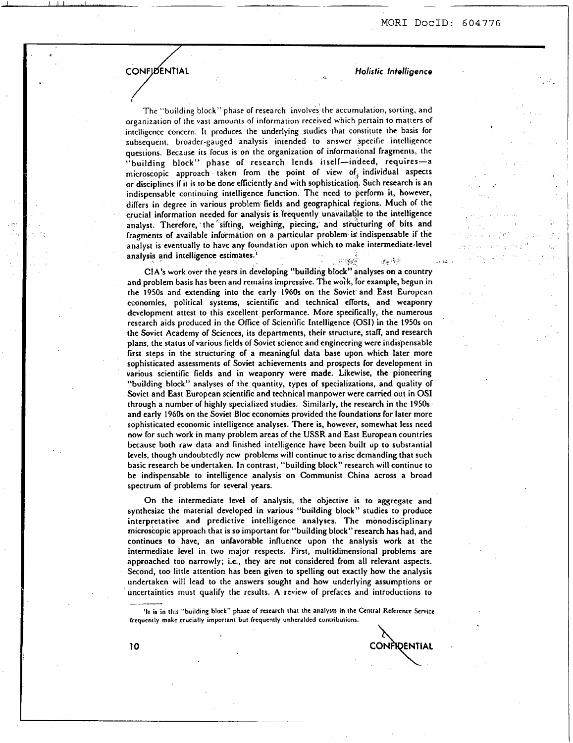The "building block" phase of research involves the accumulation, sorting, and organization of the vast amounts of information received which pertain to matters of intelligence concern. It produces the underlying studies that constitute the basis for subsequent, broader-gauged analysis intended to answer specific intelligence questions. Because its focus is on the organization of informational fragments, the "building block" phase of research lends itself—indeed, requires—a microscopic approach taken from the point of view of individual aspects or disciplines if it is to be done efficiently and with sophistication. Such research is an indispensable continuing intelligence function. The need to perform it, however, differs in degree in various problem fields and geographical regions. Much of the crucial information needed for analysis is frequently unavailable to the intelligence analyst. Therefore, the sifting, weighing, piecing, and structuring of bits and fragments of available information on a particular problem is indispensable if the analyst is eventually to have any foundation upon which to make intermediate-level analysis and intelligence estimates.[1]

CIA's work over the years in developing "building block" analyses on a country and problem basis has been and remains impressive. The work, for example, begun in the 1950s and extending into the early 1960s on the Soviet and East European economies, political systems, scientific and technical efforts, and weaponry development attest to this excellent performance. More specifically, the numerous research aids produced in the Office of Scientific Intelligence (OSI) in the 1950s on the Soviet Academy of Sciences, its departments, their structure, staff, and research plans, the status of various fields of Soviet science and engineering were indispensable first steps in the structuring of a meaningful data base upon which later more sophisticated assessments of Soviet achievements and prospects for development in various scientific fields and in weaponry were made. Likewise, the pioneering "building block" analyses of the quantity, types of specializations, and quality of Soviet and East European scientific and technical manpower were carried out in OSI through a number of highly specialized studies. Similarly, the research in the 1950s and early 1960s on the Soviet Bloc economies provided the foundations for later more sophisticated economic intelligence analyses. There is, however, somewhat less need now for such work in many problem areas of the USSR and East European countries because both raw data and finished intelligence have been built up to substantial levels, though undoubtedly new problems will continue to arise demanding that such basic research be undertaken. In contrast, "building block" research will continue to be indispensable to intelligence analysis on Communist China across a broad spectrum of problems for several years.

On the intermediate level of analysis, the objective is to aggregate and synthesize the material developed in various "building block" studies to produce interpretative and predictive intelligence analyses. The monodisciplinary microscopic approach that is so important for "building block" research has had, and continues to have, an unfavorable influence upon the analysis work at the intermediate level in two major respects. First, multidimensional problems are approached too narrowly; i.e., they are not considered from all relevant aspects. Second, too little attention has been given to spelling out exactly how the analysis undertaken will lead to the answers sought and how underlying assumptions or uncertainties must qualify the results. A review of prefaces and introductions to

---

[1] It is in this "building block" phase of research that the analysts in the Central Reference Service frequently make crucially important but frequently unheralded contributions.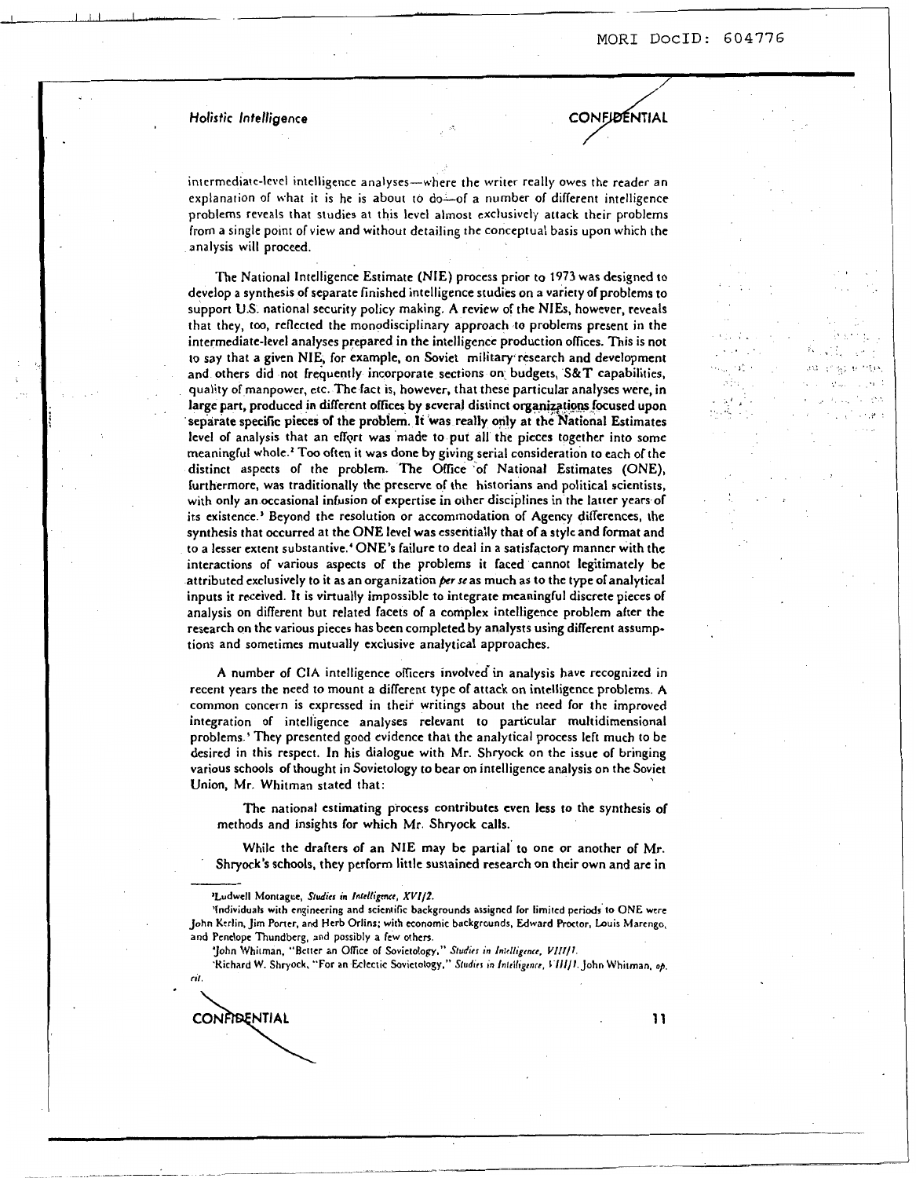intermediate-level intelligence analyses—where the writer really owes the reader an explanation of what it is he is about to do—of a number of different intelligence problems reveals that studies at this level almost exclusively attack their problems from a single point of view and without detailing the conceptual basis upon which the analysis will proceed.

The National Intelligence Estimate (NIE) process prior to 1973 was designed to develop a synthesis of separate finished intelligence studies on a variety of problems to support U.S. national security policy making. A review of the NIEs, however, reveals that they, too, reflected the monodisciplinary approach to problems present in the intermediate-level analyses prepared in the intelligence production offices. This is not to say that a given NIE, for example, on Soviet military research and development and others did not frequently incorporate sections on budgets, S&T capabilities, quality of manpower, etc. The fact is, however, that these particular analyses were, in large part, produced in different offices by several distinct organizations focused upon separate specific pieces of the problem. It was really only at the National Estimates level of analysis that an effort was made to put all the pieces together into some meaningful whole.[2] Too often it was done by giving serial consideration to each of the distinct aspects of the problem. The Office of National Estimates (ONE), furthermore, was traditionally the preserve of the historians and political scientists, with only an occasional infusion of expertise in other disciplines in the latter years of its existence.[3] Beyond the resolution or accommodation of Agency differences, the synthesis that occurred at the ONE level was essentially that of a style and format and to a lesser extent substantive.[4] ONE's failure to deal in a satisfactory manner with the interactions of various aspects of the problems it faced cannot legitimately be attributed exclusively to it as an organization *per se* as much as to the type of analytical inputs it received. It is virtually impossible to integrate meaningful discrete pieces of analysis on different but related facets of a complex intelligence problem after the research on the various pieces has been completed by analysts using different assumptions and sometimes mutually exclusive analytical approaches.

A number of CIA intelligence officers involved in analysis have recognized in recent years the need to mount a different type of attack on intelligence problems. A common concern is expressed in their writings about the need for the improved integration of intelligence analyses relevant to particular multidimensional problems.[5] They presented good evidence that the analytical process left much to be desired in this respect. In his dialogue with Mr. Shryock on the issue of bringing various schools of thought in Sovietology to bear on intelligence analysis on the Soviet Union, Mr. Whitman stated that:

> The national estimating process contributes even less to the synthesis of methods and insights for which Mr. Shryock calls.
>
> While the drafters of an NIE may be partial to one or another of Mr. Shryock's schools, they perform little sustained research on their own and are in

---

[2] Ludwell Montague, *Studies in Intelligence, XVI/2.*

[3] Individuals with engineering and scientific backgrounds assigned for limited periods to ONE were John Kerlin, Jim Porter, and Herb Orlins; with economic backgrounds, Edward Proctor, Louis Marengo, and Penelope Thundberg, and possibly a few others.

[4] John Whitman, "Better an Office of Sovietology," *Studies in Intelligence, VIII/1.*

[5] Richard W. Shryock, "For an Eclectic Sovietology," *Studies in Intelligence, VIII/1.* John Whitman, *op. cit.*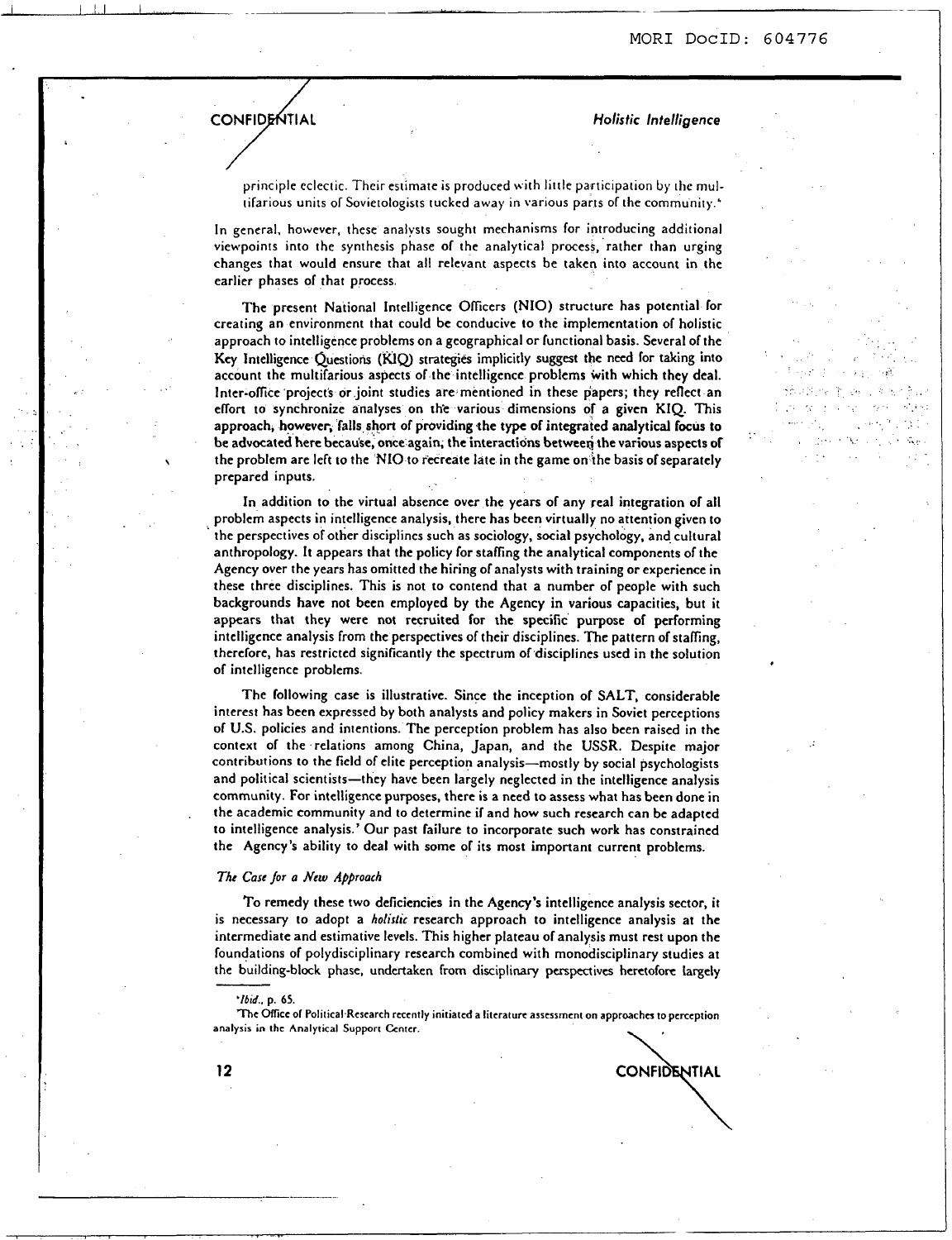principle eclectic. Their estimate is produced with little participation by the multifarious units of Sovietologists tucked away in various parts of the community.[6]

In general, however, these analysts sought mechanisms for introducing additional viewpoints into the synthesis phase of the analytical process, rather than urging changes that would ensure that all relevant aspects be taken into account in the earlier phases of that process.

The present National Intelligence Officers (NIO) structure has potential for creating an environment that could be conducive to the implementation of holistic approach to intelligence problems on a geographical or functional basis. Several of the Key Intelligence Questions (KIQ) strategies implicitly suggest the need for taking into account the multifarious aspects of the intelligence problems with which they deal. Inter-office projects or joint studies are mentioned in these papers; they reflect an effort to synchronize analyses on the various dimensions of a given KIQ. This approach, however, falls short of providing the type of integrated analytical focus to be advocated here because, once again, the interactions between the various aspects of the problem are left to the NIO to recreate late in the game on the basis of separately prepared inputs.

In addition to the virtual absence over the years of any real integration of all problem aspects in intelligence analysis, there has been virtually no attention given to the perspectives of other disciplines such as sociology, social psychology, and cultural anthropology. It appears that the policy for staffing the analytical components of the Agency over the years has omitted the hiring of analysts with training or experience in these three disciplines. This is not to contend that a number of people with such backgrounds have not been employed by the Agency in various capacities, but it appears that they were not recruited for the specific purpose of performing intelligence analysis from the perspectives of their disciplines. The pattern of staffing, therefore, has restricted significantly the spectrum of disciplines used in the solution of intelligence problems.

The following case is illustrative. Since the inception of SALT, considerable interest has been expressed by both analysts and policy makers in Soviet perceptions of U.S. policies and intentions. The perception problem has also been raised in the context of the relations among China, Japan, and the USSR. Despite major contributions to the field of elite perception analysis—mostly by social psychologists and political scientists—they have been largely neglected in the intelligence analysis community. For intelligence purposes, there is a need to assess what has been done in the academic community and to determine if and how such research can be adapted to intelligence analysis.[7] Our past failure to incorporate such work has constrained the Agency's ability to deal with some of its most important current problems.

### *The Case for a New Approach*

To remedy these two deficiencies in the Agency's intelligence analysis sector, it is necessary to adopt a *holistic* research approach to intelligence analysis at the intermediate and estimative levels. This higher plateau of analysis must rest upon the foundations of polydisciplinary research combined with monodisciplinary studies at the building-block phase, undertaken from disciplinary perspectives heretofore largely

---

[6] *Ibid.*, p. 65.

[7] The Office of Political Research recently initiated a literature assessment on approaches to perception analysis in the Analytical Support Center.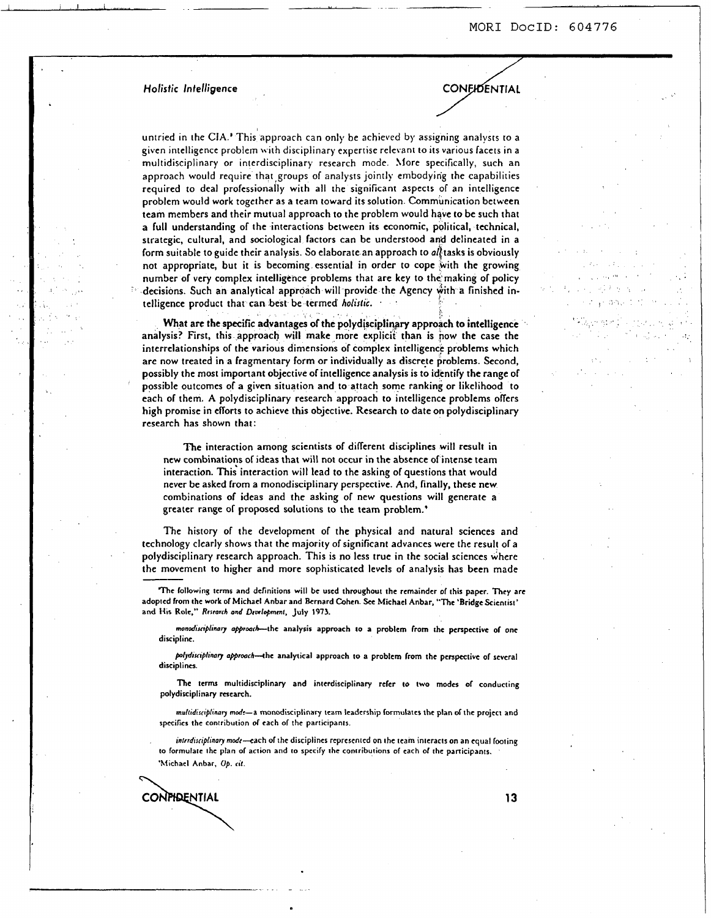untried in the CIA.[8] This approach can only be achieved by assigning analysts to a given intelligence problem with disciplinary expertise relevant to its various facets in a multidisciplinary or interdisciplinary research mode. More specifically, such an approach would require that groups of analysts jointly embodying the capabilities required to deal professionally with all the significant aspects of an intelligence problem would work together as a team toward its solution. Communication between team members and their mutual approach to the problem would have to be such that a full understanding of the interactions between its economic, political, technical, strategic, cultural, and sociological factors can be understood and delineated in a form suitable to guide their analysis. So elaborate an approach to *all* tasks is obviously not appropriate, but it is becoming essential in order to cope with the growing number of very complex intelligence problems that are key to the making of policy decisions. Such an analytical approach will provide the Agency with a finished intelligence product that can best be termed *holistic*.

**What are the specific advantages of the polydisciplinary approach to intelligence analysis?** First, this approach will make more explicit than is now the case the interrelationships of the various dimensions of complex intelligence problems which are now treated in a fragmentary form or individually as discrete problems. Second, possibly the most important objective of intelligence analysis is to identify the range of possible outcomes of a given situation and to attach some ranking or likelihood to each of them. A polydisciplinary research approach to intelligence problems offers high promise in efforts to achieve this objective. Research to date on polydisciplinary research has shown that:

> The interaction among scientists of different disciplines will result in new combinations of ideas that will not occur in the absence of intense team interaction. This interaction will lead to the asking of questions that would never be asked from a monodisciplinary perspective. And, finally, these new combinations of ideas and the asking of new questions will generate a greater range of proposed solutions to the team problem.[9]

The history of the development of the physical and natural sciences and technology clearly shows that the majority of significant advances were the result of a polydisciplinary research approach. This is no less true in the social sciences where the movement to higher and more sophisticated levels of analysis has been made

---

[8]The following terms and definitions will be used throughout the remainder of this paper. They are adopted from the work of Michael Anbar and Bernard Cohen. See Michael Anbar, "The 'Bridge Scientist' and His Role," *Research and Development*, July 1973.

> *monodisciplinary approach*—the analysis approach to a problem from the perspective of one discipline.
>
> *polydisciplinary approach*—the analytical approach to a problem from the perspective of several disciplines.
>
> The terms multidisciplinary and interdisciplinary refer to two modes of conducting polydisciplinary research.
>
> *multidisciplinary mode*—a monodisciplinary team leadership formulates the plan of the project and specifies the contribution of each of the participants.
>
> *interdisciplinary mode*—each of the disciplines represented on the team interacts on an equal footing to formulate the plan of action and to specify the contributions of each of the participants.

[9]Michael Anbar, *Op. cit.*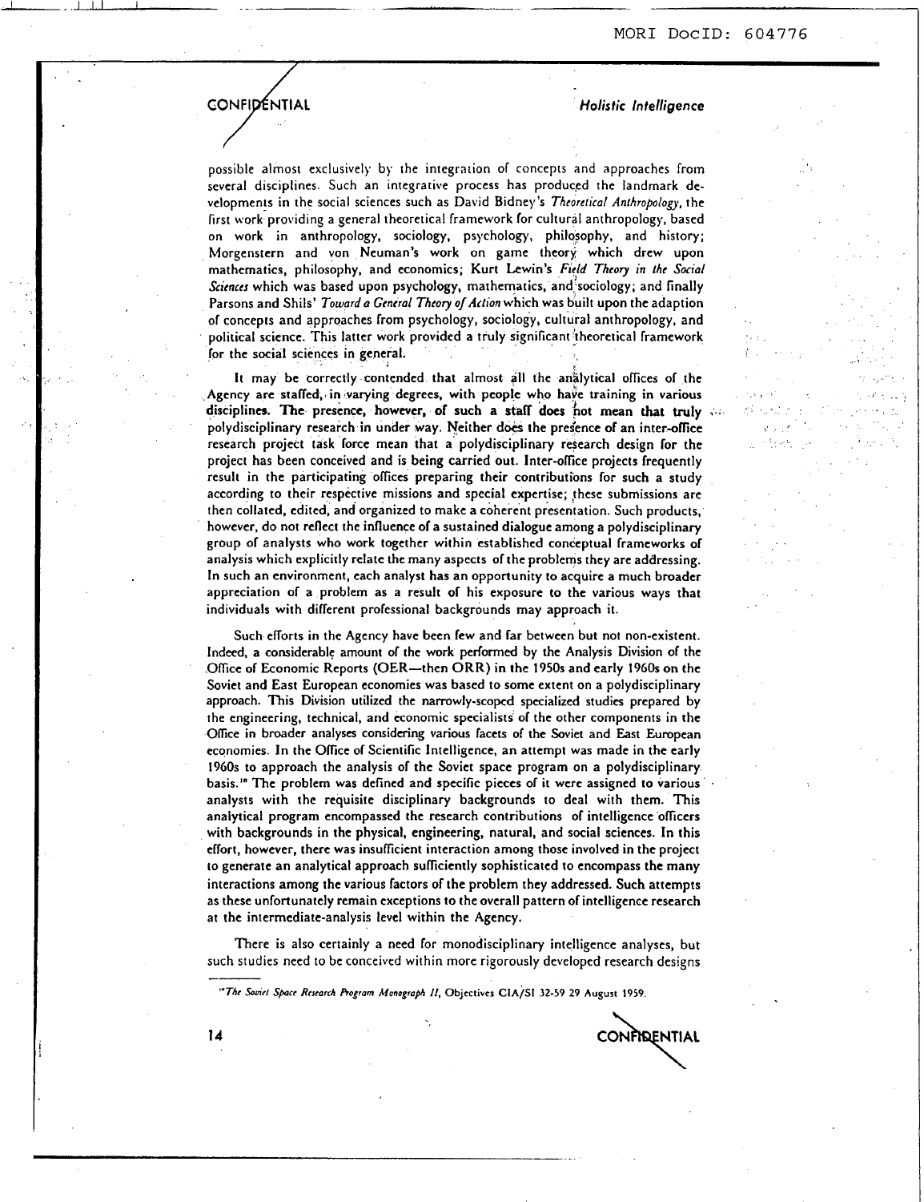possible almost exclusively by the integration of concepts and approaches from several disciplines. Such an integrative process has produced the landmark developments in the social sciences such as David Bidney's *Theoretical Anthropology*, the first work providing a general theoretical framework for cultural anthropology, based on work in anthropology, sociology, psychology, philosophy, and history; Morgenstern and von Neuman's work on game theory which drew upon mathematics, philosophy, and economics; Kurt Lewin's *Field Theory in the Social Sciences* which was based upon psychology, mathematics, and sociology; and finally Parsons and Shils' *Toward a General Theory of Action* which was built upon the adaption of concepts and approaches from psychology, sociology, cultural anthropology, and political science. This latter work provided a truly significant theoretical framework for the social sciences in general.

It may be correctly contended that almost all the analytical offices of the Agency are staffed, in varying degrees, with people who have training in various disciplines. The presence, however, of such a staff does not mean that truly polydisciplinary research in under way. Neither does the presence of an inter-office research project task force mean that a polydisciplinary research design for the project has been conceived and is being carried out. Inter-office projects frequently result in the participating offices preparing their contributions for such a study according to their respective missions and special expertise; these submissions are then collated, edited, and organized to make a coherent presentation. Such products, however, do not reflect the influence of a sustained dialogue among a polydisciplinary group of analysts who work together within established conceptual frameworks of analysis which explicitly relate the many aspects of the problems they are addressing. In such an environment, each analyst has an opportunity to acquire a much broader appreciation of a problem as a result of his exposure to the various ways that individuals with different professional backgrounds may approach it.

Such efforts in the Agency have been few and far between but not non-existent. Indeed, a considerable amount of the work performed by the Analysis Division of the Office of Economic Reports (OER—then ORR) in the 1950s and early 1960s on the Soviet and East European economies was based to some extent on a polydisciplinary approach. This Division utilized the narrowly-scoped specialized studies prepared by the engineering, technical, and economic specialists of the other components in the Office in broader analyses considering various facets of the Soviet and East European economies. In the Office of Scientific Intelligence, an attempt was made in the early 1960s to approach the analysis of the Soviet space program on a polydisciplinary basis.[18] The problem was defined and specific pieces of it were assigned to various analysts with the requisite disciplinary backgrounds to deal with them. This analytical program encompassed the research contributions of intelligence officers with backgrounds in the physical, engineering, natural, and social sciences. In this effort, however, there was insufficient interaction among those involved in the project to generate an analytical approach sufficiently sophisticated to encompass the many interactions among the various factors of the problem they addressed. Such attempts as these unfortunately remain exceptions to the overall pattern of intelligence research at the intermediate-analysis level within the Agency.

There is also certainly a need for monodisciplinary intelligence analyses, but such studies need to be conceived within more rigorously developed research designs

---

[18] *The Soviet Space Research Program Monograph II*, Objectives CIA/SI 32-59 29 August 1959.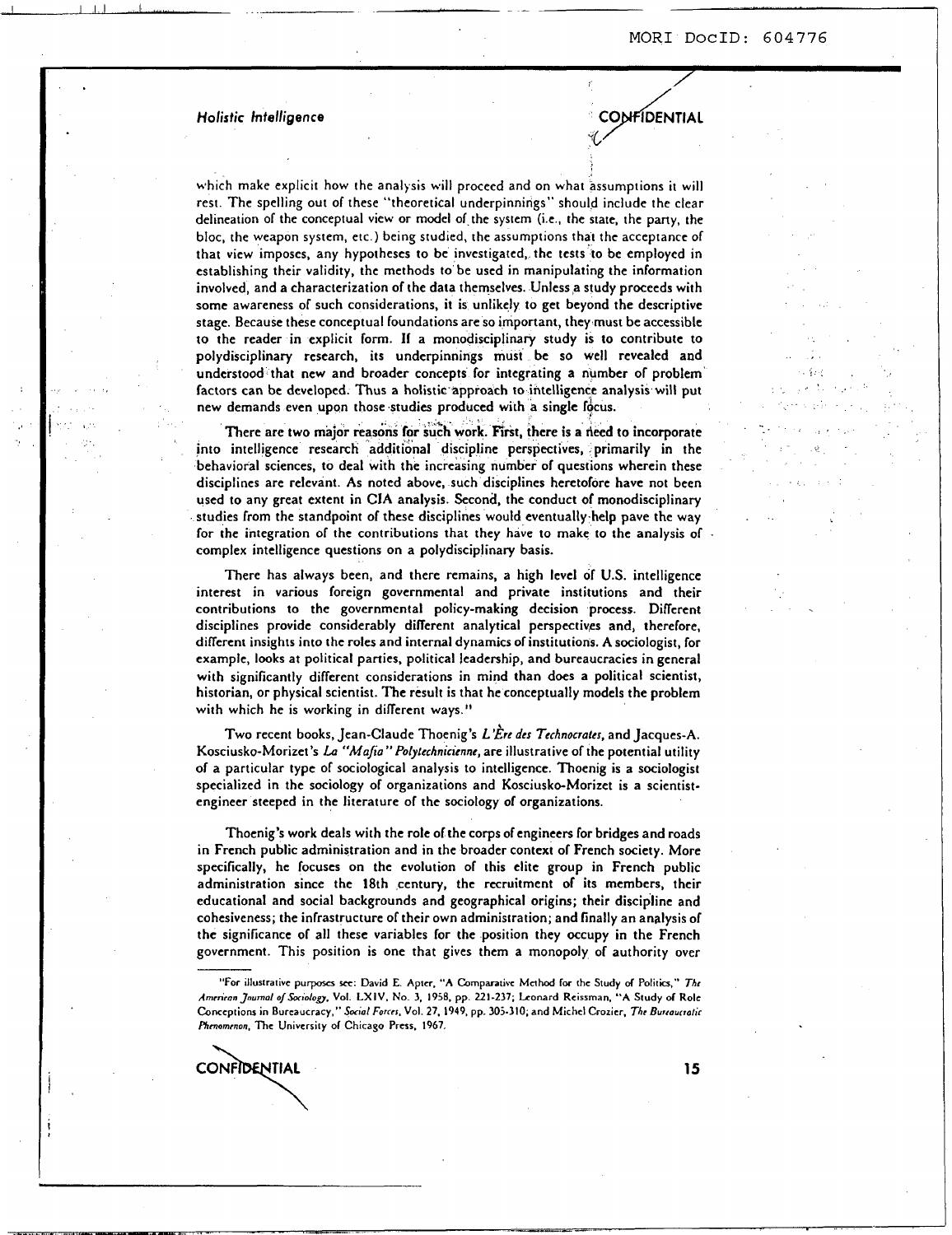which make explicit how the analysis will proceed and on what assumptions it will rest. The spelling out of these "theoretical underpinnings" should include the clear delineation of the conceptual view or model of the system (i.e., the state, the party, the bloc, the weapon system, etc.) being studied, the assumptions that the acceptance of that view imposes, any hypotheses to be investigated, the tests to be employed in establishing their validity, the methods to be used in manipulating the information involved, and a characterization of the data themselves. Unless a study proceeds with some awareness of such considerations, it is unlikely to get beyond the descriptive stage. Because these conceptual foundations are so important, they must be accessible to the reader in explicit form. If a monodisciplinary study is to contribute to polydisciplinary research, its underpinnings must be so well revealed and understood that new and broader concepts for integrating a number of problem factors can be developed. Thus a holistic approach to intelligence analysis will put new demands even upon those studies produced with a single focus.

There are two major reasons for such work. First, there is a need to incorporate into intelligence research additional discipline perspectives, primarily in the behavioral sciences, to deal with the increasing number of questions wherein these disciplines are relevant. As noted above, such disciplines heretofore have not been used to any great extent in CIA analysis. Second, the conduct of monodisciplinary studies from the standpoint of these disciplines would eventually help pave the way for the integration of the contributions that they have to make to the analysis of complex intelligence questions on a polydisciplinary basis.

There has always been, and there remains, a high level of U.S. intelligence interest in various foreign governmental and private institutions and their contributions to the governmental policy-making decision process. Different disciplines provide considerably different analytical perspectives and, therefore, different insights into the roles and internal dynamics of institutions. A sociologist, for example, looks at political parties, political leadership, and bureaucracies in general with significantly different considerations in mind than does a political scientist, historian, or physical scientist. The result is that he conceptually models the problem with which he is working in different ways.[11]

Two recent books, Jean-Claude Thoenig's *L'Ère des Technocrates*, and Jacques-A. Kosciusko-Morizet's *La "Mafia" Polytechnicienne*, are illustrative of the potential utility of a particular type of sociological analysis to intelligence. Thoenig is a sociologist specialized in the sociology of organizations and Kosciusko-Morizet is a scientist-engineer steeped in the literature of the sociology of organizations.

Thoenig's work deals with the role of the corps of engineers for bridges and roads in French public administration and in the broader context of French society. More specifically, he focuses on the evolution of this elite group in French public administration since the 18th century, the recruitment of its members, their educational and social backgrounds and geographical origins; their discipline and cohesiveness; the infrastructure of their own administration; and finally an analysis of the significance of all these variables for the position they occupy in the French government. This position is one that gives them a monopoly of authority over

---

[11] For illustrative purposes see: David E. Apter, "A Comparative Method for the Study of Politics," *The American Journal of Sociology*, Vol. LXIV, No. 3, 1958, pp. 221-237; Leonard Reissman, "A Study of Role Conceptions in Bureaucracy," *Social Forces*, Vol. 27, 1949, pp. 305-310; and Michel Crozier, *The Bureaucratic Phenomenon*, The University of Chicago Press, 1967.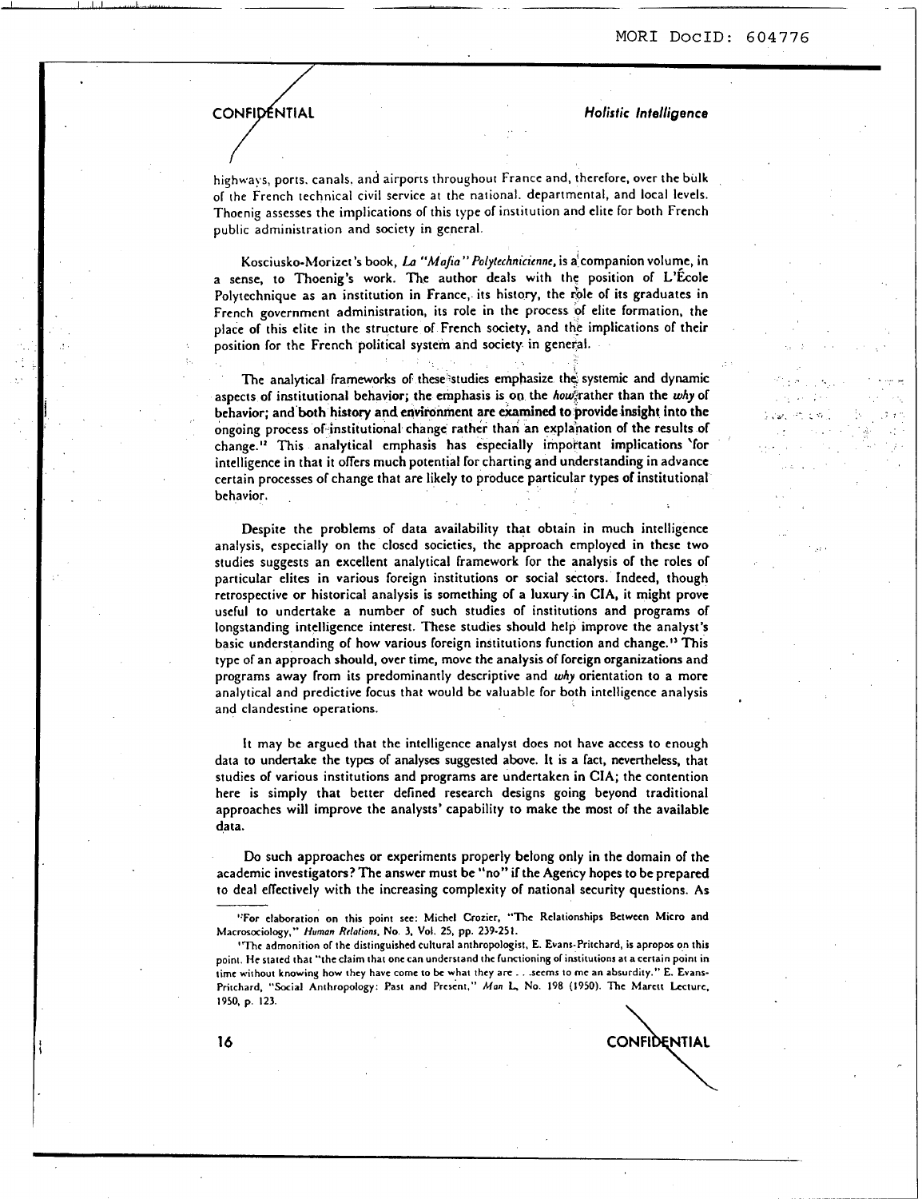highways, ports, canals, and airports throughout France and, therefore, over the bulk of the French technical civil service at the national, departmental, and local levels. Thoenig assesses the implications of this type of institution and elite for both French public administration and society in general.

Kosciusko-Morizet's book, *La "Mafia" Polytechnicienne*, is a companion volume, in a sense, to Thoenig's work. The author deals with the position of L'École Polytechnique as an institution in France, its history, the role of its graduates in French government administration, its role in the process of elite formation, the place of this elite in the structure of French society, and the implications of their position for the French political system and society in general.

The analytical frameworks of these studies emphasize the systemic and dynamic aspects of institutional behavior; the emphasis is on the *how* rather than the *why* of behavior; and both history and environment are examined to provide insight into the ongoing process of institutional change rather than an explanation of the results of change.[12] This analytical emphasis has especially important implications for intelligence in that it offers much potential for charting and understanding in advance certain processes of change that are likely to produce particular types of institutional behavior.

Despite the problems of data availability that obtain in much intelligence analysis, especially on the closed societies, the approach employed in these two studies suggests an excellent analytical framework for the analysis of the roles of particular elites in various foreign institutions or social sectors. Indeed, though retrospective or historical analysis is something of a luxury in CIA, it might prove useful to undertake a number of such studies of institutions and programs of longstanding intelligence interest. These studies should help improve the analyst's basic understanding of how various foreign institutions function and change.[13] This type of an approach should, over time, move the analysis of foreign organizations and programs away from its predominantly descriptive and *why* orientation to a more analytical and predictive focus that would be valuable for both intelligence analysis and clandestine operations.

It may be argued that the intelligence analyst does not have access to enough data to undertake the types of analyses suggested above. It is a fact, nevertheless, that studies of various institutions and programs are undertaken in CIA; the contention here is simply that better defined research designs going beyond traditional approaches will improve the analysts' capability to make the most of the available data.

Do such approaches or experiments properly belong only in the domain of the academic investigators? The answer must be "no" if the Agency hopes to be prepared to deal effectively with the increasing complexity of national security questions. As

---

[12] For elaboration on this point see: Michel Crozier, "The Relationships Between Micro and Macrosociology," *Human Relations*, No. 3, Vol. 25, pp. 239-251.

[13] The admonition of the distinguished cultural anthropologist, E. Evans-Pritchard, is apropos on this point. He stated that "the claim that one can understand the functioning of institutions at a certain point in time without knowing how they have come to be what they are . . . seems to me an absurdity." E. Evans-Pritchard, "Social Anthropology: Past and Present," *Man* L, No. 198 (1950). The Marett Lecture, 1950, p. 123.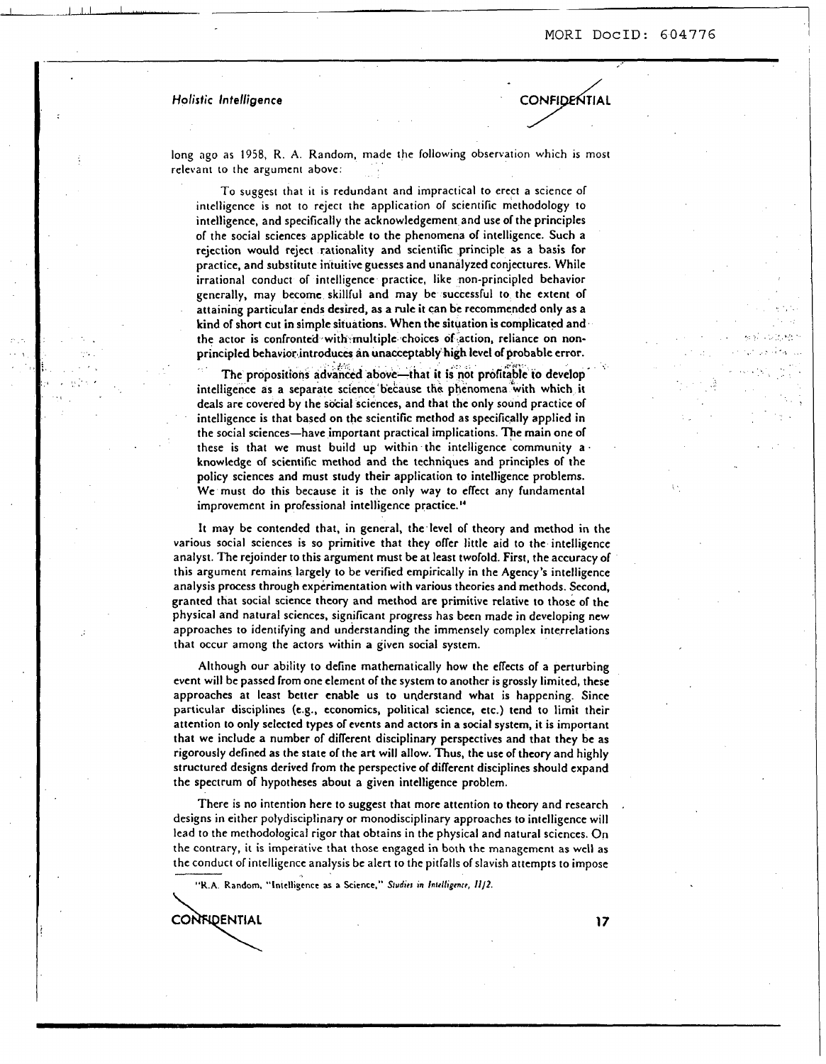long ago as 1958, R. A. Random, made the following observation which is most relevant to the argument above:

> To suggest that it is redundant and impractical to erect a science of intelligence is not to reject the application of scientific methodology to intelligence, and specifically the acknowledgement and use of the principles of the social sciences applicable to the phenomena of intelligence. Such a rejection would reject rationality and scientific principle as a basis for practice, and substitute intuitive guesses and unanalyzed conjectures. While irrational conduct of intelligence practice, like non-principled behavior generally, may become skillful and may be successful to the extent of attaining particular ends desired, as a rule it can be recommended only as a kind of short cut in simple situations. When the situation is complicated and the actor is confronted with multiple choices of action, reliance on non-principled behavior introduces an unacceptably high level of probable error.
>
> The propositions advanced above—that it is not profitable to develop intelligence as a separate science because the phenomena with which it deals are covered by the social sciences, and that the only sound practice of intelligence is that based on the scientific method as specifically applied in the social sciences—have important practical implications. The main one of these is that we must build up within the intelligence community a knowledge of scientific method and the techniques and principles of the policy sciences and must study their application to intelligence problems. We must do this because it is the only way to effect any fundamental improvement in professional intelligence practice.[14]

It may be contended that, in general, the level of theory and method in the various social sciences is so primitive that they offer little aid to the intelligence analyst. The rejoinder to this argument must be at least twofold. First, the accuracy of this argument remains largely to be verified empirically in the Agency's intelligence analysis process through experimentation with various theories and methods. Second, granted that social science theory and method are primitive relative to those of the physical and natural sciences, significant progress has been made in developing new approaches to identifying and understanding the immensely complex interrelations that occur among the actors within a given social system.

Although our ability to define mathematically how the effects of a perturbing event will be passed from one element of the system to another is grossly limited, these approaches at least better enable us to understand what is happening. Since particular disciplines (e.g., economics, political science, etc.) tend to limit their attention to only selected types of events and actors in a social system, it is important that we include a number of different disciplinary perspectives and that they be as rigorously defined as the state of the art will allow. Thus, the use of theory and highly structured designs derived from the perspective of different disciplines should expand the spectrum of hypotheses about a given intelligence problem.

There is no intention here to suggest that more attention to theory and research designs in either polydisciplinary or monodisciplinary approaches to intelligence will lead to the methodological rigor that obtains in the physical and natural sciences. On the contrary, it is imperative that those engaged in both the management as well as the conduct of intelligence analysis be alert to the pitfalls of slavish attempts to impose

[14] R.A. Random, "Intelligence as a Science," *Studies in Intelligence, II/2.*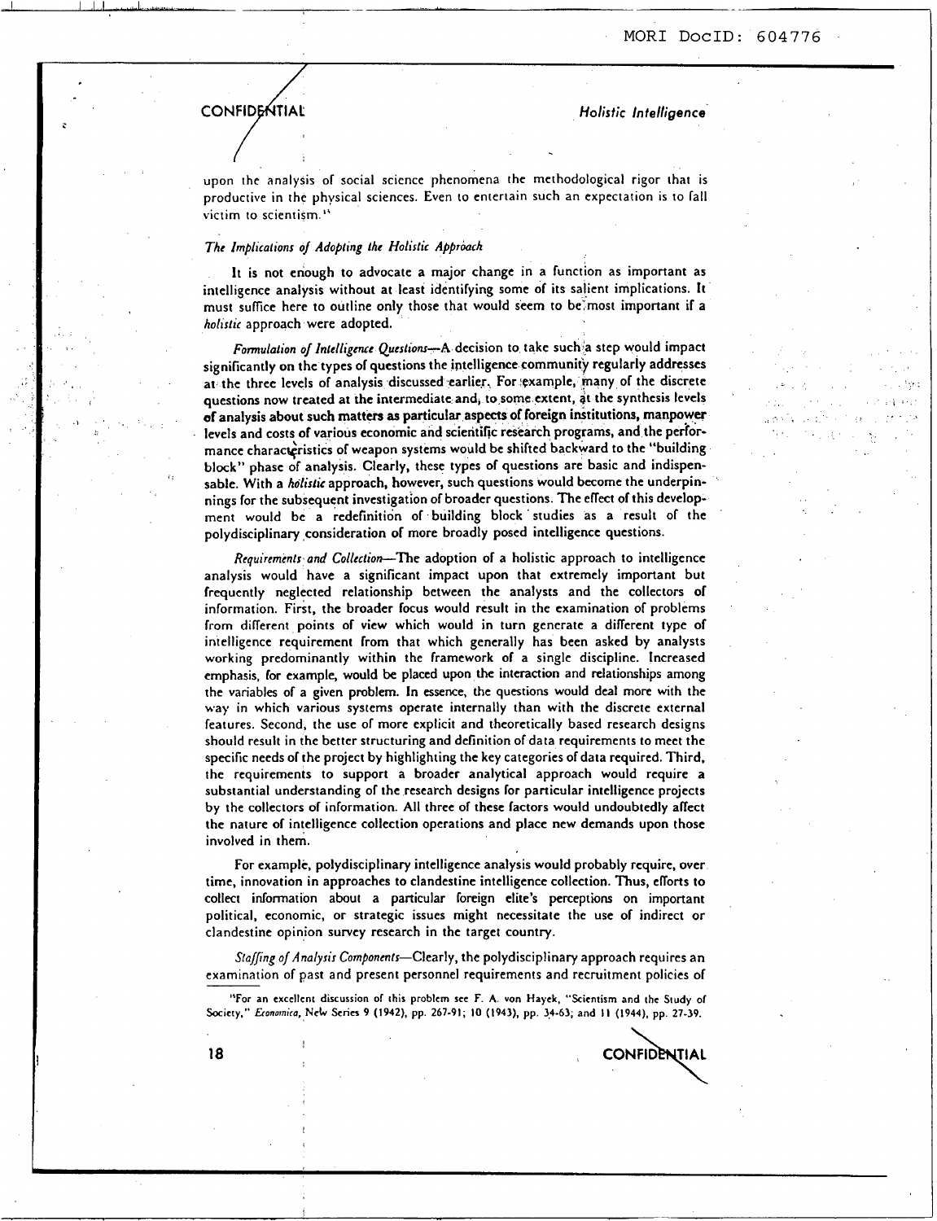upon the analysis of social science phenomena the methodological rigor that is productive in the physical sciences. Even to entertain such an expectation is to fall victim to scientism.[11]

*The Implications of Adopting the Holistic Approach*

It is not enough to advocate a major change in a function as important as intelligence analysis without at least identifying some of its salient implications. It must suffice here to outline only those that would seem to be most important if a *holistic* approach were adopted.

*Formulation of Intelligence Questions*—A decision to take such a step would impact significantly on the types of questions the intelligence community regularly addresses at the three levels of analysis discussed earlier. For example, many of the discrete questions now treated at the intermediate and, to some extent, at the synthesis levels of analysis about such matters as particular aspects of foreign institutions, manpower levels and costs of various economic and scientific research programs, and the performance characteristics of weapon systems would be shifted backward to the "building block" phase of analysis. Clearly, these types of questions are basic and indispensable. With a *holistic* approach, however, such questions would become the underpinnings for the subsequent investigation of broader questions. The effect of this development would be a redefinition of building block studies as a result of the polydisciplinary consideration of more broadly posed intelligence questions.

*Requirements and Collection*—The adoption of a holistic approach to intelligence analysis would have a significant impact upon that extremely important but frequently neglected relationship between the analysts and the collectors of information. First, the broader focus would result in the examination of problems from different points of view which would in turn generate a different type of intelligence requirement from that which generally has been asked by analysts working predominantly within the framework of a single discipline. Increased emphasis, for example, would be placed upon the interaction and relationships among the variables of a given problem. In essence, the questions would deal more with the way in which various systems operate internally than with the discrete external features. Second, the use of more explicit and theoretically based research designs should result in the better structuring and definition of data requirements to meet the specific needs of the project by highlighting the key categories of data required. Third, the requirements to support a broader analytical approach would require a substantial understanding of the research designs for particular intelligence projects by the collectors of information. All three of these factors would undoubtedly affect the nature of intelligence collection operations and place new demands upon those involved in them.

For example, polydisciplinary intelligence analysis would probably require, over time, innovation in approaches to clandestine intelligence collection. Thus, efforts to collect information about a particular foreign elite's perceptions on important political, economic, or strategic issues might necessitate the use of indirect or clandestine opinion survey research in the target country.

*Staffing of Analysis Components*—Clearly, the polydisciplinary approach requires an examination of past and present personnel requirements and recruitment policies of

[11] For an excellent discussion of this problem see F. A. von Hayek, "Scientism and the Study of Society," *Economica*, New Series 9 (1942), pp. 267-91; 10 (1943), pp. 34-63; and 11 (1944), pp. 27-39.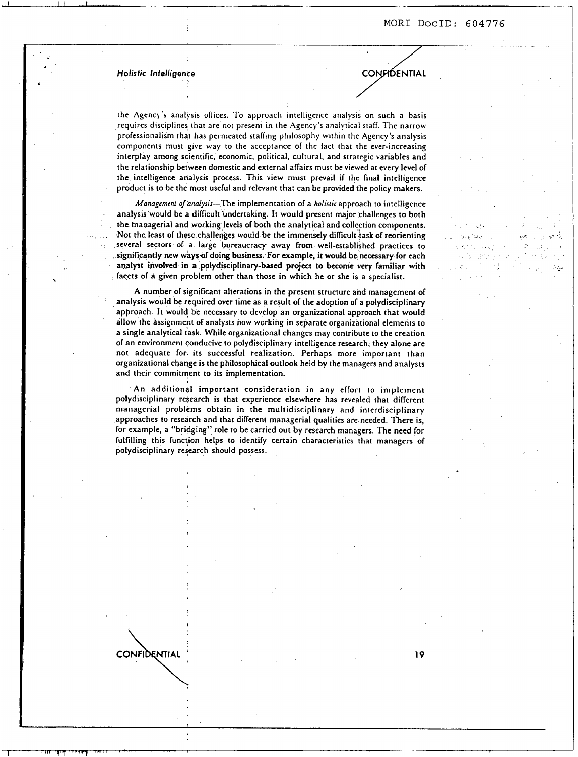the Agency's analysis offices. To approach intelligence analysis on such a basis requires disciplines that are not present in the Agency's analytical staff. The narrow professionalism that has permeated staffing philosophy within the Agency's analysis components must give way to the acceptance of the fact that the ever-increasing interplay among scientific, economic, political, cultural, and strategic variables and the relationship between domestic and external affairs must be viewed at every level of the intelligence analysis process. This view must prevail if the final intelligence product is to be the most useful and relevant that can be provided the policy makers.

*Management of analysis*—The implementation of a *holistic* approach to intelligence analysis would be a difficult undertaking. It would present major challenges to both the managerial and working levels of both the analytical and collection components. Not the least of these challenges would be the immensely difficult task of reorienting several sectors of a large bureaucracy away from well-established practices to significantly new ways of doing business. For example, it would be necessary for each analyst involved in a polydisciplinary-based project to become very familiar with facets of a given problem other than those in which he or she is a specialist.

A number of significant alterations in the present structure and management of analysis would be required over time as a result of the adoption of a polydisciplinary approach. It would be necessary to develop an organizational approach that would allow the assignment of analysts now working in separate organizational elements to a single analytical task. While organizational changes may contribute to the creation of an environment conducive to polydisciplinary intelligence research, they alone are not adequate for its successful realization. Perhaps more important than organizational change is the philosophical outlook held by the managers and analysts and their commitment to its implementation.

An additional important consideration in any effort to implement polydisciplinary research is that experience elsewhere has revealed that different managerial problems obtain in the multidisciplinary and interdisciplinary approaches to research and that different managerial qualities are needed. There is, for example, a "bridging" role to be carried out by research managers. The need for fulfilling this function helps to identify certain characteristics that managers of polydisciplinary research should possess.